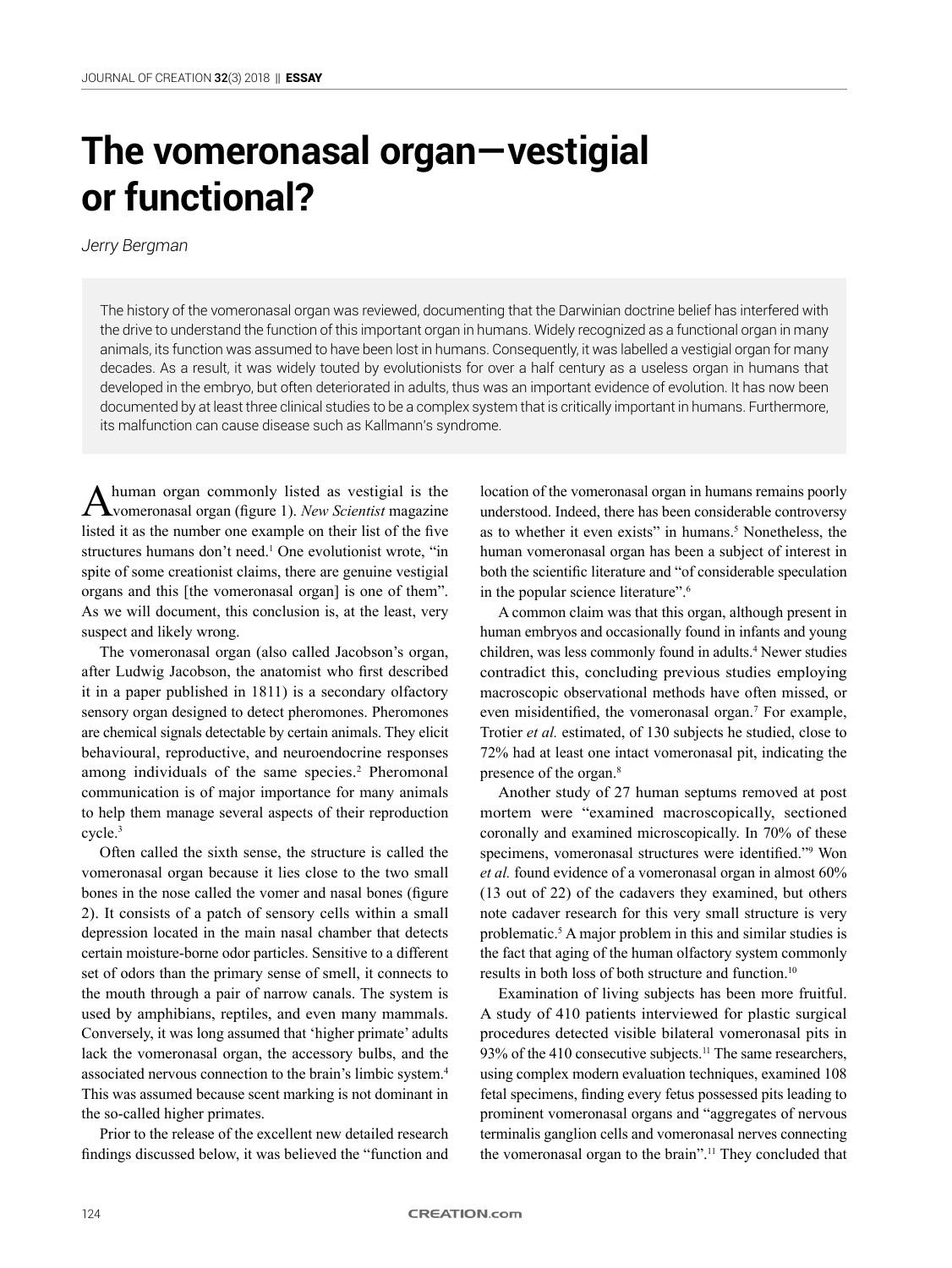# The vomeronasal organ—vestigial or functional?

*Jerry Bergman*

> The history of the vomeronasal organ was reviewed, documenting that the Darwinian doctrine belief has interfered with the drive to understand the function of this important organ in humans. Widely recognized as a functional organ in many animals, its function was assumed to have been lost in humans. Consequently, it was labelled a vestigial organ for many decades. As a result, it was widely touted by evolutionists for over a half century as a useless organ in humans that developed in the embryo, but often deteriorated in adults, thus was an important evidence of evolution. It has now been documented by at least three clinical studies to be a complex system that is critically important in humans. Furthermore, its malfunction can cause disease such as Kallmann's syndrome.

A human organ commonly listed as vestigial is the vomeronasal organ (figure 1). *New Scientist* magazine listed it as the number one example on their list of the five structures humans don't need.[1] One evolutionist wrote, "in spite of some creationist claims, there are genuine vestigial organs and this [the vomeronasal organ] is one of them". As we will document, this conclusion is, at the least, very suspect and likely wrong.

The vomeronasal organ (also called Jacobson's organ, after Ludwig Jacobson, the anatomist who first described it in a paper published in 1811) is a secondary olfactory sensory organ designed to detect pheromones. Pheromones are chemical signals detectable by certain animals. They elicit behavioural, reproductive, and neuroendocrine responses among individuals of the same species.[2] Pheromonal communication is of major importance for many animals to help them manage several aspects of their reproduction cycle.[3]

Often called the sixth sense, the structure is called the vomeronasal organ because it lies close to the two small bones in the nose called the vomer and nasal bones (figure 2). It consists of a patch of sensory cells within a small depression located in the main nasal chamber that detects certain moisture-borne odor particles. Sensitive to a different set of odors than the primary sense of smell, it connects to the mouth through a pair of narrow canals. The system is used by amphibians, reptiles, and even many mammals. Conversely, it was long assumed that 'higher primate' adults lack the vomeronasal organ, the accessory bulbs, and the associated nervous connection to the brain's limbic system.[4] This was assumed because scent marking is not dominant in the so-called higher primates.

Prior to the release of the excellent new detailed research findings discussed below, it was believed the "function and location of the vomeronasal organ in humans remains poorly understood. Indeed, there has been considerable controversy as to whether it even exists" in humans.[5] Nonetheless, the human vomeronasal organ has been a subject of interest in both the scientific literature and "of considerable speculation in the popular science literature".[6]

A common claim was that this organ, although present in human embryos and occasionally found in infants and young children, was less commonly found in adults.[4] Newer studies contradict this, concluding previous studies employing macroscopic observational methods have often missed, or even misidentified, the vomeronasal organ.[7] For example, Trotier *et al.* estimated, of 130 subjects he studied, close to 72% had at least one intact vomeronasal pit, indicating the presence of the organ.[8]

Another study of 27 human septums removed at post mortem were "examined macroscopically, sectioned coronally and examined microscopically. In 70% of these specimens, vomeronasal structures were identified."[9] Won *et al.* found evidence of a vomeronasal organ in almost 60% (13 out of 22) of the cadavers they examined, but others note cadaver research for this very small structure is very problematic.[5] A major problem in this and similar studies is the fact that aging of the human olfactory system commonly results in both loss of both structure and function.[10]

Examination of living subjects has been more fruitful. A study of 410 patients interviewed for plastic surgical procedures detected visible bilateral vomeronasal pits in 93% of the 410 consecutive subjects.[11] The same researchers, using complex modern evaluation techniques, examined 108 fetal specimens, finding every fetus possessed pits leading to prominent vomeronasal organs and "aggregates of nervous terminalis ganglion cells and vomeronasal nerves connecting the vomeronasal organ to the brain".[11] They concluded that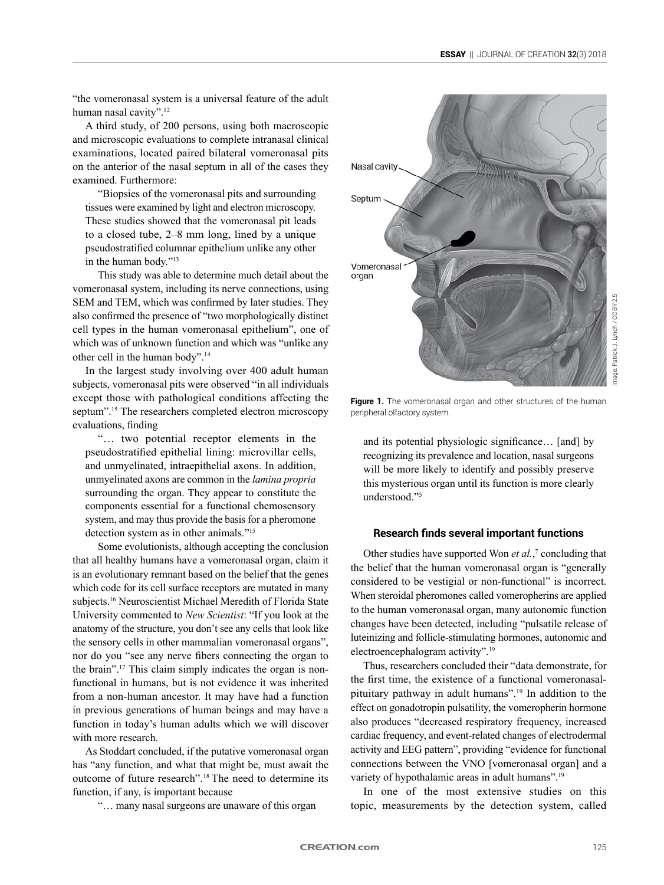"the vomeronasal system is a universal feature of the adult human nasal cavity".[12]

A third study, of 200 persons, using both macroscopic and microscopic evaluations to complete intranasal clinical examinations, located paired bilateral vomeronasal pits on the anterior of the nasal septum in all of the cases they examined. Furthermore:

> "Biopsies of the vomeronasal pits and surrounding tissues were examined by light and electron microscopy. These studies showed that the vomeronasal pit leads to a closed tube, 2–8 mm long, lined by a unique pseudostratified columnar epithelium unlike any other in the human body."[13]

This study was able to determine much detail about the vomeronasal system, including its nerve connections, using SEM and TEM, which was confirmed by later studies. They also confirmed the presence of "two morphologically distinct cell types in the human vomeronasal epithelium", one of which was of unknown function and which was "unlike any other cell in the human body".[14]

In the largest study involving over 400 adult human subjects, vomeronasal pits were observed "in all individuals except those with pathological conditions affecting the septum".[15] The researchers completed electron microscopy evaluations, finding

> "… two potential receptor elements in the pseudostratified epithelial lining: microvillar cells, and unmyelinated, intraepithelial axons. In addition, unmyelinated axons are common in the *lamina propria* surrounding the organ. They appear to constitute the components essential for a functional chemosensory system, and may thus provide the basis for a pheromone detection system as in other animals."[15]

Some evolutionists, although accepting the conclusion that all healthy humans have a vomeronasal organ, claim it is an evolutionary remnant based on the belief that the genes which code for its cell surface receptors are mutated in many subjects.[16] Neuroscientist Michael Meredith of Florida State University commented to *New Scientist*: "If you look at the anatomy of the structure, you don't see any cells that look like the sensory cells in other mammalian vomeronasal organs", nor do you "see any nerve fibers connecting the organ to the brain".[17] This claim simply indicates the organ is non-functional in humans, but is not evidence it was inherited from a non-human ancestor. It may have had a function in previous generations of human beings and may have a function in today's human adults which we will discover with more research.

As Stoddart concluded, if the putative vomeronasal organ has "any function, and what that might be, must await the outcome of future research".[18] The need to determine its function, if any, is important because

> "… many nasal surgeons are unaware of this organ and its potential physiologic significance… [and] by recognizing its prevalence and location, nasal surgeons will be more likely to identify and possibly preserve this mysterious organ until its function is more clearly understood."[5]

**Figure 1.** The vomeronasal organ and other structures of the human peripheral olfactory system.

Image: Patrick J. Lynch / CC BY 2.5

### Research finds several important functions

Other studies have supported Won *et al.*,[7] concluding that the belief that the human vomeronasal organ is "generally considered to be vestigial or non-functional" is incorrect. When steroidal pheromones called vomeropherins are applied to the human vomeronasal organ, many autonomic function changes have been detected, including "pulsatile release of luteinizing and follicle-stimulating hormones, autonomic and electroencephalogram activity".[19]

Thus, researchers concluded their "data demonstrate, for the first time, the existence of a functional vomeronasal-pituitary pathway in adult humans".[19] In addition to the effect on gonadotropin pulsatility, the vomeropherin hormone also produces "decreased respiratory frequency, increased cardiac frequency, and event-related changes of electrodermal activity and EEG pattern", providing "evidence for functional connections between the VNO [vomeronasal organ] and a variety of hypothalamic areas in adult humans".[19]

In one of the most extensive studies on this topic, measurements by the detection system, called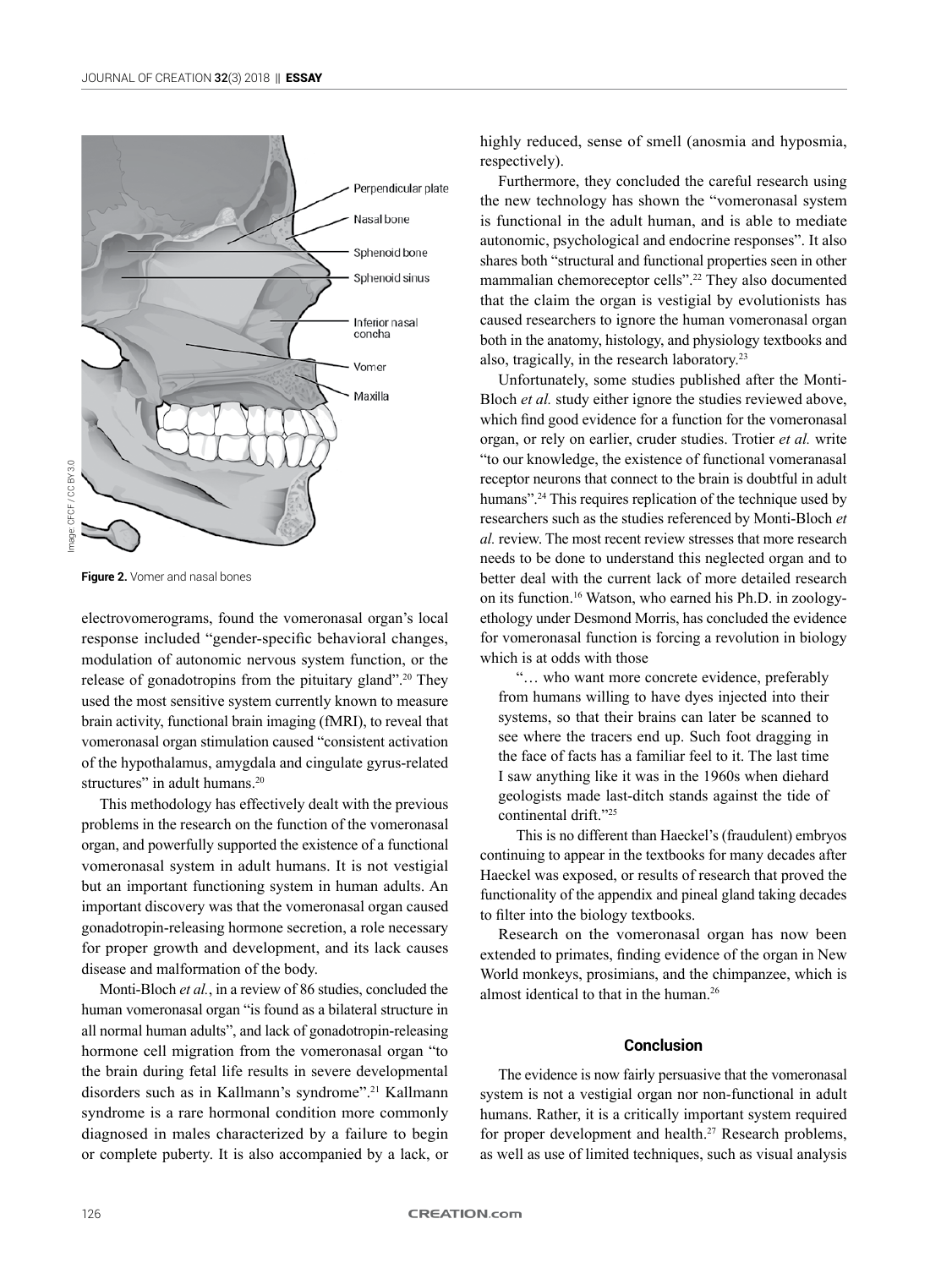Figure 2. Vomer and nasal bones

electrovomerograms, found the vomeronasal organ's local response included "gender-specific behavioral changes, modulation of autonomic nervous system function, or the release of gonadotropins from the pituitary gland".[20] They used the most sensitive system currently known to measure brain activity, functional brain imaging (fMRI), to reveal that vomeronasal organ stimulation caused "consistent activation of the hypothalamus, amygdala and cingulate gyrus-related structures" in adult humans.[20]

This methodology has effectively dealt with the previous problems in the research on the function of the vomeronasal organ, and powerfully supported the existence of a functional vomeronasal system in adult humans. It is not vestigial but an important functioning system in human adults. An important discovery was that the vomeronasal organ caused gonadotropin-releasing hormone secretion, a role necessary for proper growth and development, and its lack causes disease and malformation of the body.

Monti-Bloch *et al.*, in a review of 86 studies, concluded the human vomeronasal organ "is found as a bilateral structure in all normal human adults", and lack of gonadotropin-releasing hormone cell migration from the vomeronasal organ "to the brain during fetal life results in severe developmental disorders such as in Kallmann's syndrome".[21] Kallmann syndrome is a rare hormonal condition more commonly diagnosed in males characterized by a failure to begin or complete puberty. It is also accompanied by a lack, or highly reduced, sense of smell (anosmia and hyposmia, respectively).

Furthermore, they concluded the careful research using the new technology has shown the "vomeronasal system is functional in the adult human, and is able to mediate autonomic, psychological and endocrine responses". It also shares both "structural and functional properties seen in other mammalian chemoreceptor cells".[22] They also documented that the claim the organ is vestigial by evolutionists has caused researchers to ignore the human vomeronasal organ both in the anatomy, histology, and physiology textbooks and also, tragically, in the research laboratory.[23]

Unfortunately, some studies published after the Monti-Bloch *et al.* study either ignore the studies reviewed above, which find good evidence for a function for the vomeronasal organ, or rely on earlier, cruder studies. Trotier *et al.* write "to our knowledge, the existence of functional vomeranasal receptor neurons that connect to the brain is doubtful in adult humans".[24] This requires replication of the technique used by researchers such as the studies referenced by Monti-Bloch *et al.* review. The most recent review stresses that more research needs to be done to understand this neglected organ and to better deal with the current lack of more detailed research on its function.[16] Watson, who earned his Ph.D. in zoology-ethology under Desmond Morris, has concluded the evidence for vomeronasal function is forcing a revolution in biology which is at odds with those

> "… who want more concrete evidence, preferably from humans willing to have dyes injected into their systems, so that their brains can later be scanned to see where the tracers end up. Such foot dragging in the face of facts has a familiar feel to it. The last time I saw anything like it was in the 1960s when diehard geologists made last-ditch stands against the tide of continental drift."[25]

This is no different than Haeckel's (fraudulent) embryos continuing to appear in the textbooks for many decades after Haeckel was exposed, or results of research that proved the functionality of the appendix and pineal gland taking decades to filter into the biology textbooks.

Research on the vomeronasal organ has now been extended to primates, finding evidence of the organ in New World monkeys, prosimians, and the chimpanzee, which is almost identical to that in the human.[26]

## Conclusion

The evidence is now fairly persuasive that the vomeronasal system is not a vestigial organ nor non-functional in adult humans. Rather, it is a critically important system required for proper development and health.[27] Research problems, as well as use of limited techniques, such as visual analysis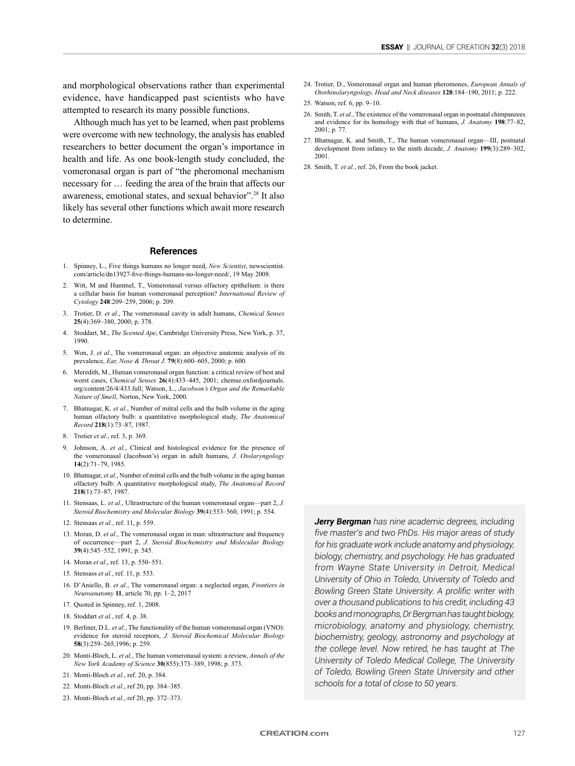and morphological observations rather than experimental evidence, have handicapped past scientists who have attempted to research its many possible functions.

Although much has yet to be learned, when past problems were overcome with new technology, the analysis has enabled researchers to better document the organ's importance in health and life. As one book-length study concluded, the vomeronasal organ is part of "the pheromonal mechanism necessary for … feeding the area of the brain that affects our awareness, emotional states, and sexual behavior".[28] It also likely has several other functions which await more research to determine.

## References

1. Spinney, L., Five things humans no longer need, *New Scientist*, newscientist.com/article/dn13927-five-things-humans-no-longer-need/, 19 May 2008.
2. Witt, M and Hummel, T., Vomeronasal versus olfactory epithelium: is there a cellular basis for human vomeronasal perception? *International Review of Cytology* **248**:209–259, 2006; p. 209.
3. Trotier, D. *et al.*, The vomeronasal cavity in adult humans, *Chemical Senses* **25**(4):369–380, 2000; p. 378.
4. Stoddart, M., *The Scented Ape*, Cambridge University Press, New York, p. 37, 1990.
5. Won, J. *et al.*, The vomeronasal organ: an objective anatomic analysis of its prevalence, *Ear, Nose & Throat J*. **79**(8):600–605, 2000; p. 600.
6. Meredith, M., Human vomeronasal organ function: a critical review of best and worst cases, *Chemical Senses* **26**(4):433–445, 2001; chemse.oxfordjournals.org/content/26/4/433.full; Watson, L., *Jacobson's Organ and the Remarkable Nature of Smell*, Norton, New York, 2000.
7. Bhatnagar, K. *et al.*, Number of mitral cells and the bulb volume in the aging human olfactory bulb: a quantitative morphological study, *The Anatomical Record* **218**(1):73–87, 1987.
8. Trotier *et al.*, ref. 3, p. 369.
9. Johnson, A. *et al.*, Clinical and histological evidence for the presence of the vomeronasal (Jacobson's) organ in adult humans, *J. Otolaryngology* **14**(2):71–79, 1985.
10. Bhatnagar, *et al.*, Number of mitral cells and the bulb volume in the aging human olfactory bulb: A quantitative morphological study, *The Anatomical Record* **218**(1):73–87, 1987.
11. Stensaas, L. *et al.*, Ultrastructure of the human vomeronasal organ—part 2, *J. Steroid Biochemistry and Molecular Biology* **39**(4):553–560, 1991; p. 554.
12. Stensaas *et al.*, ref. 11, p. 559.
13. Moran, D. *et al.*, The vomeronasal organ in man: ultrastructure and frequency of occurrence—part 2, *J. Steroid Biochemistry and Molecular Biology* **39**(4):545–552, 1991; p. 545.
14. Moran *et al.*, ref. 13, p. 550–551.
15. Stensass *et al.*, ref. 11, p. 553.
16. D'Aniello, B. *et al.*, The vomeronasal organ: a neglected organ, *Frontiers in Neuroanatomy* **11**, article 70, pp. 1–2, 2017
17. Quoted in Spinney, ref. 1, 2008.
18. Stoddart *et al.*, ref. 4, p. 38.
19. Berliner, D.L. *et al.*, The functionality of the human vomeronasal organ (VNO): evidence for steroid receptors, *J. Steroid Biochemical Molecular Biology* **58**(3):259–265,1996; p. 259.
20. Monti-Bloch, L. *et al.*, The human vomeronasal system: a review, *Annals of the New York Academy of Science* **30**(855):373–389, 1998; p. 373.
21. Monti-Bloch *et al.*, ref. 20, p. 384.
22. Monti-Bloch *et al.*, ref 20, pp. 384–385.
23. Monti-Bloch *et al.*, ref 20, pp. 372–373.
24. Trotier, D., Vomeronasal organ and human pheromones, *European Annals of Otorhinolaryngology, Head and Neck diseases* **128**:184–190, 2011; p. 222.
25. Watson, ref. 6, pp. 9–10.
26. Smith, T. *et al.*, The existence of the vomeronasal organ in postnatal chimpanzees and evidence for its homology with that of humans, *J. Anatomy* **198**:77–82, 2001; p. 77.
27. Bhatnagar, K. and Smith, T., The human vomeronasal organ—III, postnatal development from infancy to the ninth decade, *J. Anatomy* **199**(3):289–302, 2001.
28. Smith, T. *et al.*, ref. 26, From the book jacket.

***Jerry Bergman*** *has nine academic degrees, including five master's and two PhDs. His major areas of study for his graduate work include anatomy and physiology, biology, chemistry, and psychology. He has graduated from Wayne State University in Detroit, Medical University of Ohio in Toledo, University of Toledo and Bowling Green State University. A prolific writer with over a thousand publications to his credit, including 43 books and monographs, Dr Bergman has taught biology, microbiology, anatomy and physiology, chemistry, biochemistry, geology, astronomy and psychology at the college level. Now retired, he has taught at The University of Toledo Medical College, The University of Toledo, Bowling Green State University and other schools for a total of close to 50 years.*